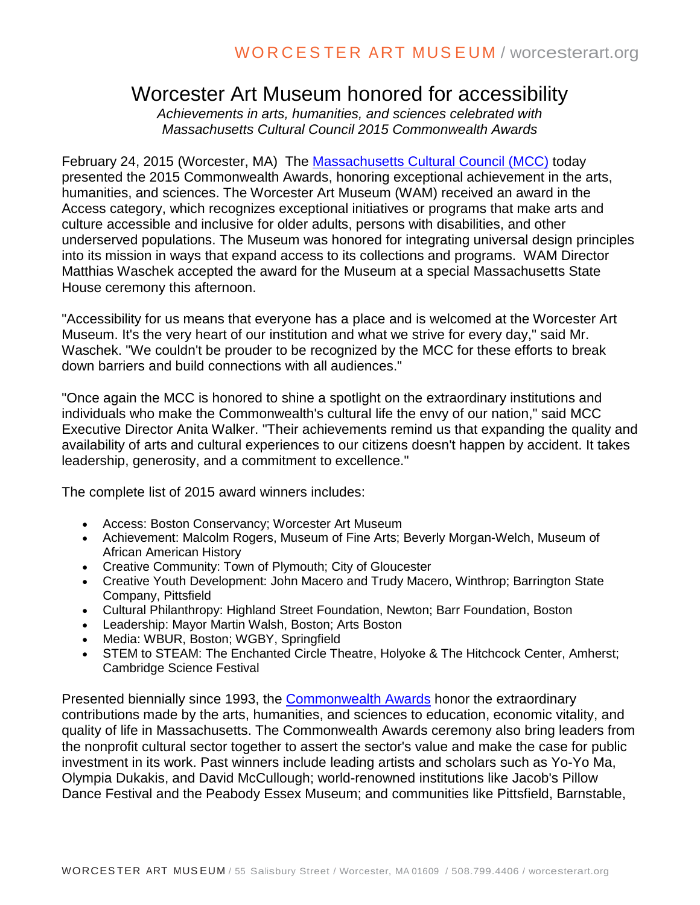# Worcester Art Museum honored for accessibility

*Achievements in arts, humanities, and sciences celebrated with Massachusetts Cultural Council 2015 Commonwealth Awards*

February 24, 2015 (Worcester, MA) The [Massachusetts Cultural Council (MCC)]() today presented the 2015 Commonwealth Awards, honoring exceptional achievement in the arts, humanities, and sciences. The Worcester Art Museum (WAM) received an award in the Access category, which recognizes exceptional initiatives or programs that make arts and culture accessible and inclusive for older adults, persons with disabilities, and other underserved populations. The Museum was honored for integrating universal design principles into its mission in ways that expand access to its collections and programs. WAM Director Matthias Waschek accepted the award for the Museum at a special Massachusetts State House ceremony this afternoon.

"Accessibility for us means that everyone has a place and is welcomed at the Worcester Art Museum. It's the very heart of our institution and what we strive for every day," said Mr. Waschek. "We couldn't be prouder to be recognized by the MCC for these efforts to break down barriers and build connections with all audiences."

"Once again the MCC is honored to shine a spotlight on the extraordinary institutions and individuals who make the Commonwealth's cultural life the envy of our nation," said MCC Executive Director Anita Walker. "Their achievements remind us that expanding the quality and availability of arts and cultural experiences to our citizens doesn't happen by accident. It takes leadership, generosity, and a commitment to excellence."

The complete list of 2015 award winners includes:

- Access: Boston Conservancy; Worcester Art Museum
- Achievement: Malcolm Rogers, Museum of Fine Arts; Beverly Morgan-Welch, Museum of African American History
- Creative Community: Town of Plymouth; City of Gloucester
- Creative Youth Development: John Macero and Trudy Macero, Winthrop; Barrington State Company, Pittsfield
- Cultural Philanthropy: Highland Street Foundation, Newton; Barr Foundation, Boston
- Leadership: Mayor Martin Walsh, Boston; Arts Boston
- Media: WBUR, Boston; WGBY, Springfield
- STEM to STEAM: The Enchanted Circle Theatre, Holyoke & The Hitchcock Center, Amherst; Cambridge Science Festival

Presented biennially since 1993, the [Commonwealth Awards]() honor the extraordinary contributions made by the arts, humanities, and sciences to education, economic vitality, and quality of life in Massachusetts. The Commonwealth Awards ceremony also bring leaders from the nonprofit cultural sector together to assert the sector's value and make the case for public investment in its work. Past winners include leading artists and scholars such as Yo-Yo Ma, Olympia Dukakis, and David McCullough; world-renowned institutions like Jacob's Pillow Dance Festival and the Peabody Essex Museum; and communities like Pittsfield, Barnstable,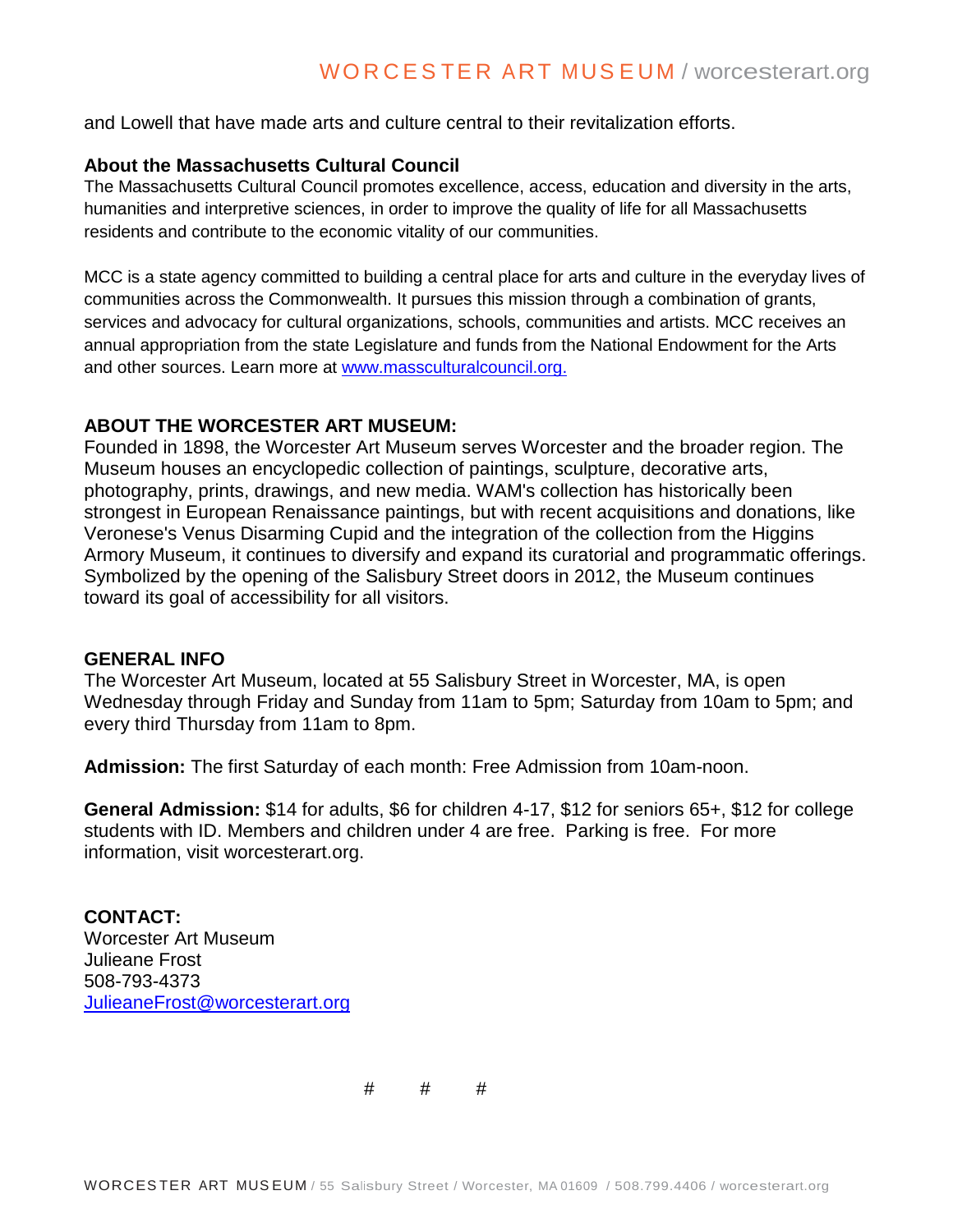and Lowell that have made arts and culture central to their revitalization efforts.

**About the Massachusetts Cultural Council**

The Massachusetts Cultural Council promotes excellence, access, education and diversity in the arts, humanities and interpretive sciences, in order to improve the quality of life for all Massachusetts residents and contribute to the economic vitality of our communities.

MCC is a state agency committed to building a central place for arts and culture in the everyday lives of communities across the Commonwealth. It pursues this mission through a combination of grants, services and advocacy for cultural organizations, schools, communities and artists. MCC receives an annual appropriation from the state Legislature and funds from the National Endowment for the Arts and other sources. Learn more at [www.massculturalcouncil.org.](www.massculturalcouncil.org.)

**ABOUT THE WORCESTER ART MUSEUM:**

Founded in 1898, the Worcester Art Museum serves Worcester and the broader region. The Museum houses an encyclopedic collection of paintings, sculpture, decorative arts, photography, prints, drawings, and new media. WAM's collection has historically been strongest in European Renaissance paintings, but with recent acquisitions and donations, like Veronese's Venus Disarming Cupid and the integration of the collection from the Higgins Armory Museum, it continues to diversify and expand its curatorial and programmatic offerings. Symbolized by the opening of the Salisbury Street doors in 2012, the Museum continues toward its goal of accessibility for all visitors.

**GENERAL INFO**

The Worcester Art Museum, located at 55 Salisbury Street in Worcester, MA, is open Wednesday through Friday and Sunday from 11am to 5pm; Saturday from 10am to 5pm; and every third Thursday from 11am to 8pm.

**Admission:** The first Saturday of each month: Free Admission from 10am-noon.

**General Admission:** $14 for adults, $6 for children 4-17, $12 for seniors 65+, $12 for college students with ID. Members and children under 4 are free. Parking is free. For more information, visit worcesterart.org.

**CONTACT:**

Worcester Art Museum
Julieane Frost
508-793-4373
[JulieaneFrost@worcesterart.org](mailto:JulieaneFrost@worcesterart.org)

# # #